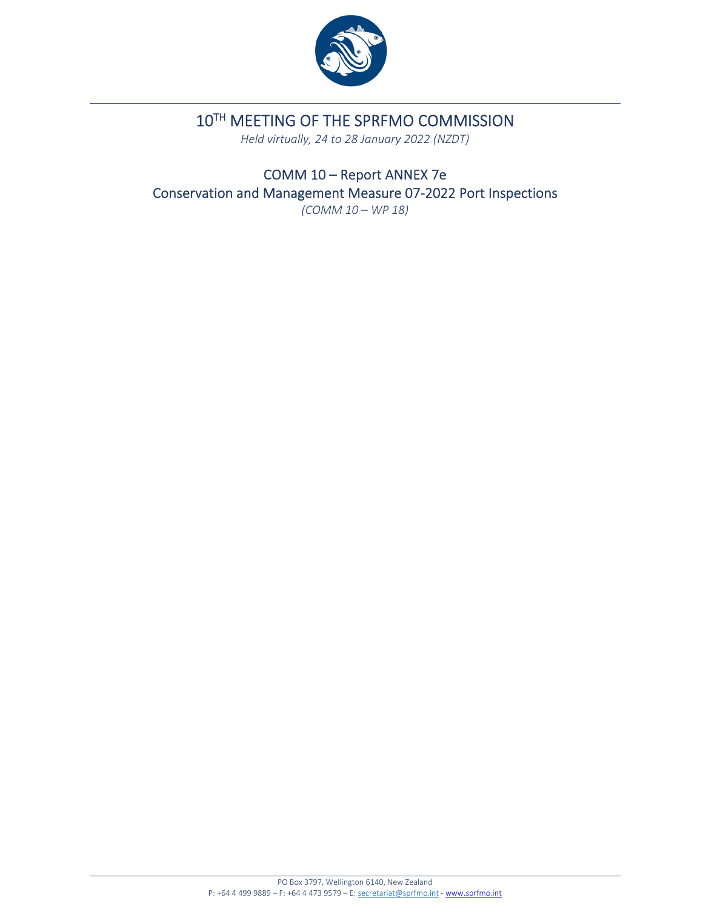# 10TH MEETING OF THE SPRFMO COMMISSION

*Held virtually, 24 to 28 January 2022 (NZDT)*

## COMM 10 – Report ANNEX 7e
## Conservation and Management Measure 07-2022 Port Inspections

*(COMM 10 – WP 18)*

PO Box 3797, Wellington 6140, New Zealand
P: +64 4 499 9889 – F: +64 4 473 9579 – E: secretariat@sprfmo.int - www.sprfmo.int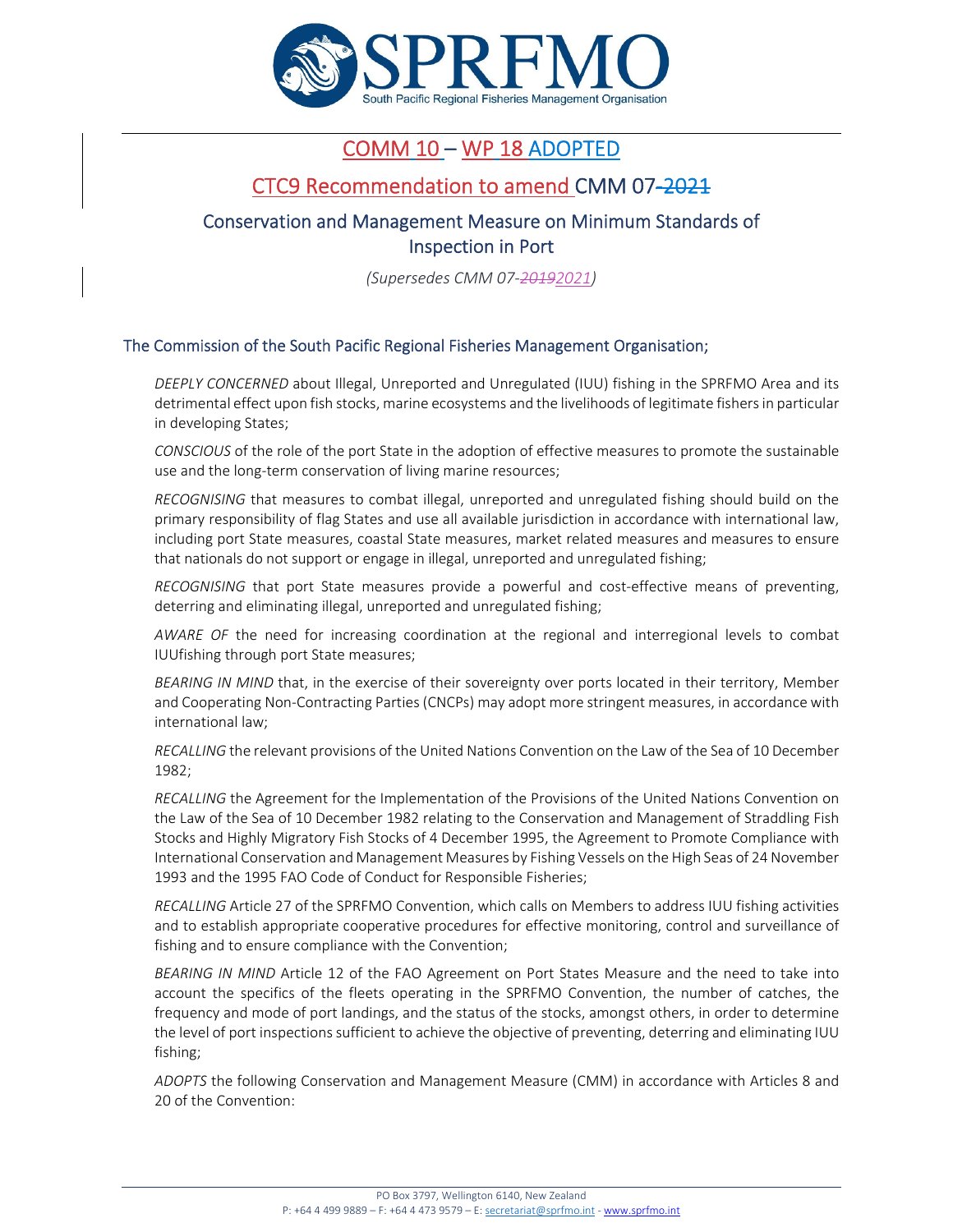# COMM 10 – WP 18 ADOPTED

## CTC9 Recommendation to amend CMM 07-2021

## Conservation and Management Measure on Minimum Standards of Inspection in Port

*(Supersedes CMM 07-20192021)*

### The Commission of the South Pacific Regional Fisheries Management Organisation;

*DEEPLY CONCERNED* about Illegal, Unreported and Unregulated (IUU) fishing in the SPRFMO Area and its detrimental effect upon fish stocks, marine ecosystems and the livelihoods of legitimate fishers in particular in developing States;

*CONSCIOUS* of the role of the port State in the adoption of effective measures to promote the sustainable use and the long-term conservation of living marine resources;

*RECOGNISING* that measures to combat illegal, unreported and unregulated fishing should build on the primary responsibility of flag States and use all available jurisdiction in accordance with international law, including port State measures, coastal State measures, market related measures and measures to ensure that nationals do not support or engage in illegal, unreported and unregulated fishing;

*RECOGNISING* that port State measures provide a powerful and cost-effective means of preventing, deterring and eliminating illegal, unreported and unregulated fishing;

*AWARE OF* the need for increasing coordination at the regional and interregional levels to combat IUUfishing through port State measures;

*BEARING IN MIND* that, in the exercise of their sovereignty over ports located in their territory, Member and Cooperating Non-Contracting Parties (CNCPs) may adopt more stringent measures, in accordance with international law;

*RECALLING* the relevant provisions of the United Nations Convention on the Law of the Sea of 10 December 1982;

*RECALLING* the Agreement for the Implementation of the Provisions of the United Nations Convention on the Law of the Sea of 10 December 1982 relating to the Conservation and Management of Straddling Fish Stocks and Highly Migratory Fish Stocks of 4 December 1995, the Agreement to Promote Compliance with International Conservation and Management Measures by Fishing Vessels on the High Seas of 24 November 1993 and the 1995 FAO Code of Conduct for Responsible Fisheries;

*RECALLING* Article 27 of the SPRFMO Convention, which calls on Members to address IUU fishing activities and to establish appropriate cooperative procedures for effective monitoring, control and surveillance of fishing and to ensure compliance with the Convention;

*BEARING IN MIND* Article 12 of the FAO Agreement on Port States Measure and the need to take into account the specifics of the fleets operating in the SPRFMO Convention, the number of catches, the frequency and mode of port landings, and the status of the stocks, amongst others, in order to determine the level of port inspections sufficient to achieve the objective of preventing, deterring and eliminating IUU fishing;

*ADOPTS* the following Conservation and Management Measure (CMM) in accordance with Articles 8 and 20 of the Convention: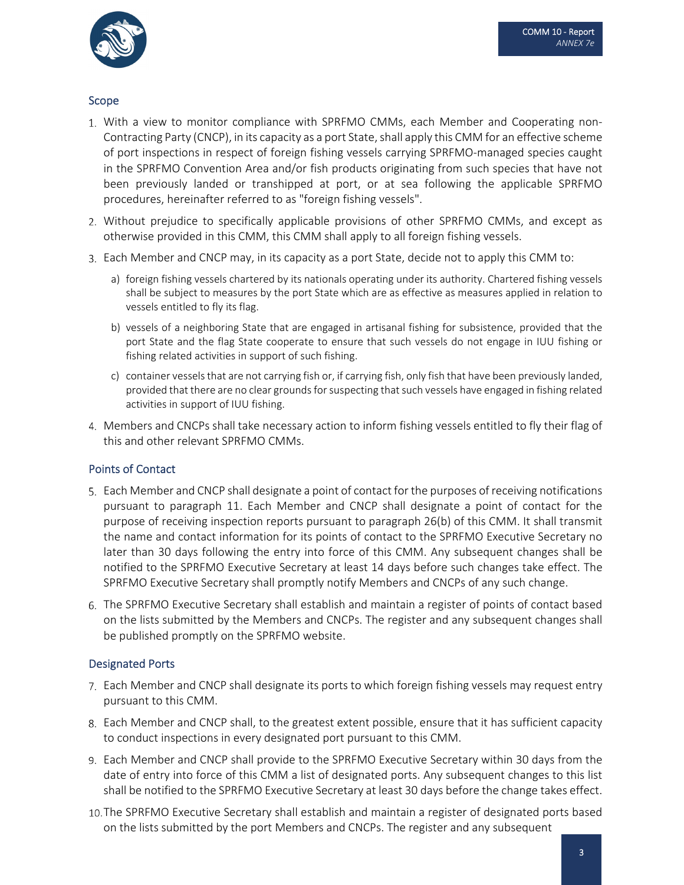## Scope

1. With a view to monitor compliance with SPRFMO CMMs, each Member and Cooperating non-Contracting Party (CNCP), in its capacity as a port State, shall apply this CMM for an effective scheme of port inspections in respect of foreign fishing vessels carrying SPRFMO-managed species caught in the SPRFMO Convention Area and/or fish products originating from such species that have not been previously landed or transhipped at port, or at sea following the applicable SPRFMO procedures, hereinafter referred to as "foreign fishing vessels".
2. Without prejudice to specifically applicable provisions of other SPRFMO CMMs, and except as otherwise provided in this CMM, this CMM shall apply to all foreign fishing vessels.
3. Each Member and CNCP may, in its capacity as a port State, decide not to apply this CMM to:
   a) foreign fishing vessels chartered by its nationals operating under its authority. Chartered fishing vessels shall be subject to measures by the port State which are as effective as measures applied in relation to vessels entitled to fly its flag.
   b) vessels of a neighboring State that are engaged in artisanal fishing for subsistence, provided that the port State and the flag State cooperate to ensure that such vessels do not engage in IUU fishing or fishing related activities in support of such fishing.
   c) container vessels that are not carrying fish or, if carrying fish, only fish that have been previously landed, provided that there are no clear grounds for suspecting that such vessels have engaged in fishing related activities in support of IUU fishing.
4. Members and CNCPs shall take necessary action to inform fishing vessels entitled to fly their flag of this and other relevant SPRFMO CMMs.

## Points of Contact

5. Each Member and CNCP shall designate a point of contact for the purposes of receiving notifications pursuant to paragraph 11. Each Member and CNCP shall designate a point of contact for the purpose of receiving inspection reports pursuant to paragraph 26(b) of this CMM. It shall transmit the name and contact information for its points of contact to the SPRFMO Executive Secretary no later than 30 days following the entry into force of this CMM. Any subsequent changes shall be notified to the SPRFMO Executive Secretary at least 14 days before such changes take effect. The SPRFMO Executive Secretary shall promptly notify Members and CNCPs of any such change.
6. The SPRFMO Executive Secretary shall establish and maintain a register of points of contact based on the lists submitted by the Members and CNCPs. The register and any subsequent changes shall be published promptly on the SPRFMO website.

## Designated Ports

7. Each Member and CNCP shall designate its ports to which foreign fishing vessels may request entry pursuant to this CMM.
8. Each Member and CNCP shall, to the greatest extent possible, ensure that it has sufficient capacity to conduct inspections in every designated port pursuant to this CMM.
9. Each Member and CNCP shall provide to the SPRFMO Executive Secretary within 30 days from the date of entry into force of this CMM a list of designated ports. Any subsequent changes to this list shall be notified to the SPRFMO Executive Secretary at least 30 days before the change takes effect.
10. The SPRFMO Executive Secretary shall establish and maintain a register of designated ports based on the lists submitted by the port Members and CNCPs. The register and any subsequent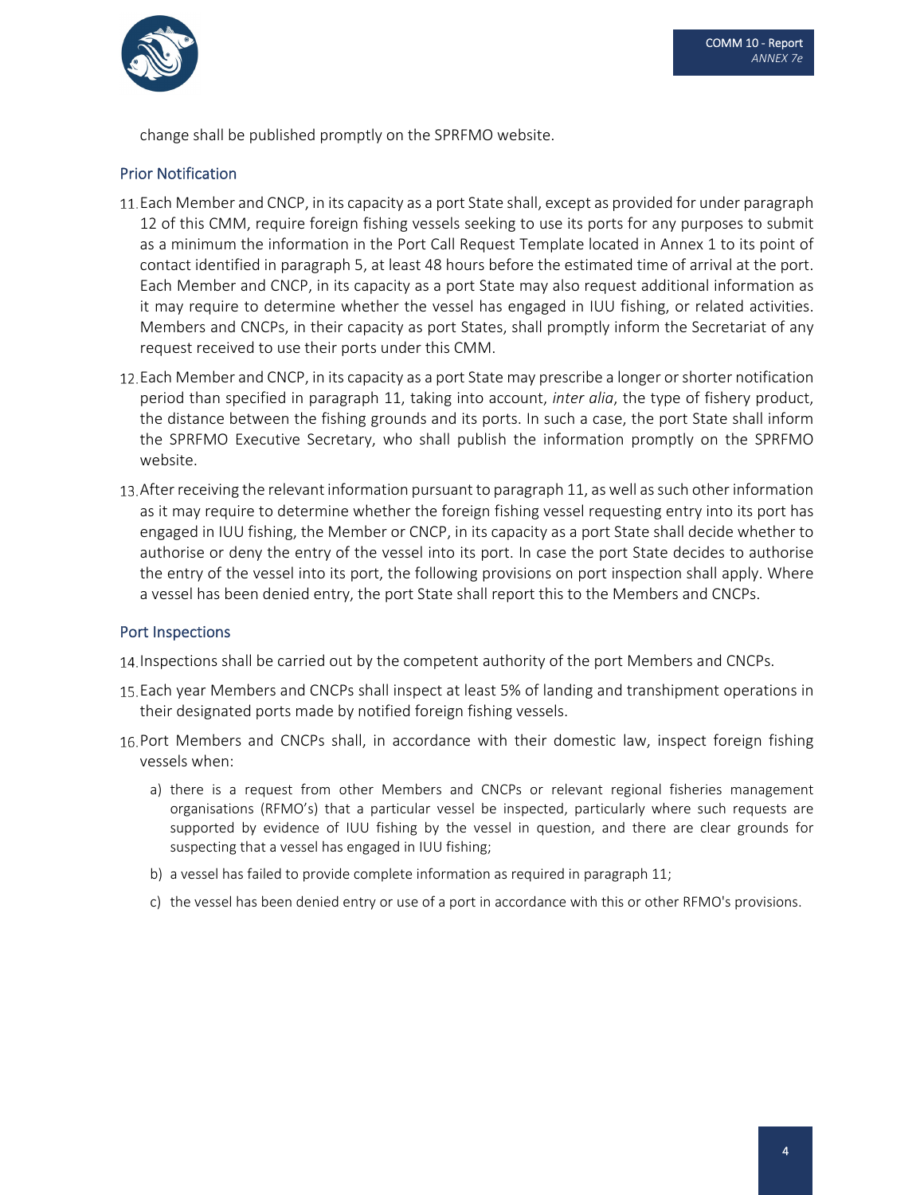change shall be published promptly on the SPRFMO website.

## Prior Notification

11. Each Member and CNCP, in its capacity as a port State shall, except as provided for under paragraph 12 of this CMM, require foreign fishing vessels seeking to use its ports for any purposes to submit as a minimum the information in the Port Call Request Template located in Annex 1 to its point of contact identified in paragraph 5, at least 48 hours before the estimated time of arrival at the port. Each Member and CNCP, in its capacity as a port State may also request additional information as it may require to determine whether the vessel has engaged in IUU fishing, or related activities. Members and CNCPs, in their capacity as port States, shall promptly inform the Secretariat of any request received to use their ports under this CMM.

12. Each Member and CNCP, in its capacity as a port State may prescribe a longer or shorter notification period than specified in paragraph 11, taking into account, *inter alia*, the type of fishery product, the distance between the fishing grounds and its ports. In such a case, the port State shall inform the SPRFMO Executive Secretary, who shall publish the information promptly on the SPRFMO website.

13. After receiving the relevant information pursuant to paragraph 11, as well as such other information as it may require to determine whether the foreign fishing vessel requesting entry into its port has engaged in IUU fishing, the Member or CNCP, in its capacity as a port State shall decide whether to authorise or deny the entry of the vessel into its port. In case the port State decides to authorise the entry of the vessel into its port, the following provisions on port inspection shall apply. Where a vessel has been denied entry, the port State shall report this to the Members and CNCPs.

## Port Inspections

14. Inspections shall be carried out by the competent authority of the port Members and CNCPs.

15. Each year Members and CNCPs shall inspect at least 5% of landing and transhipment operations in their designated ports made by notified foreign fishing vessels.

16. Port Members and CNCPs shall, in accordance with their domestic law, inspect foreign fishing vessels when:

    a) there is a request from other Members and CNCPs or relevant regional fisheries management organisations (RFMO's) that a particular vessel be inspected, particularly where such requests are supported by evidence of IUU fishing by the vessel in question, and there are clear grounds for suspecting that a vessel has engaged in IUU fishing;

    b) a vessel has failed to provide complete information as required in paragraph 11;

    c) the vessel has been denied entry or use of a port in accordance with this or other RFMO's provisions.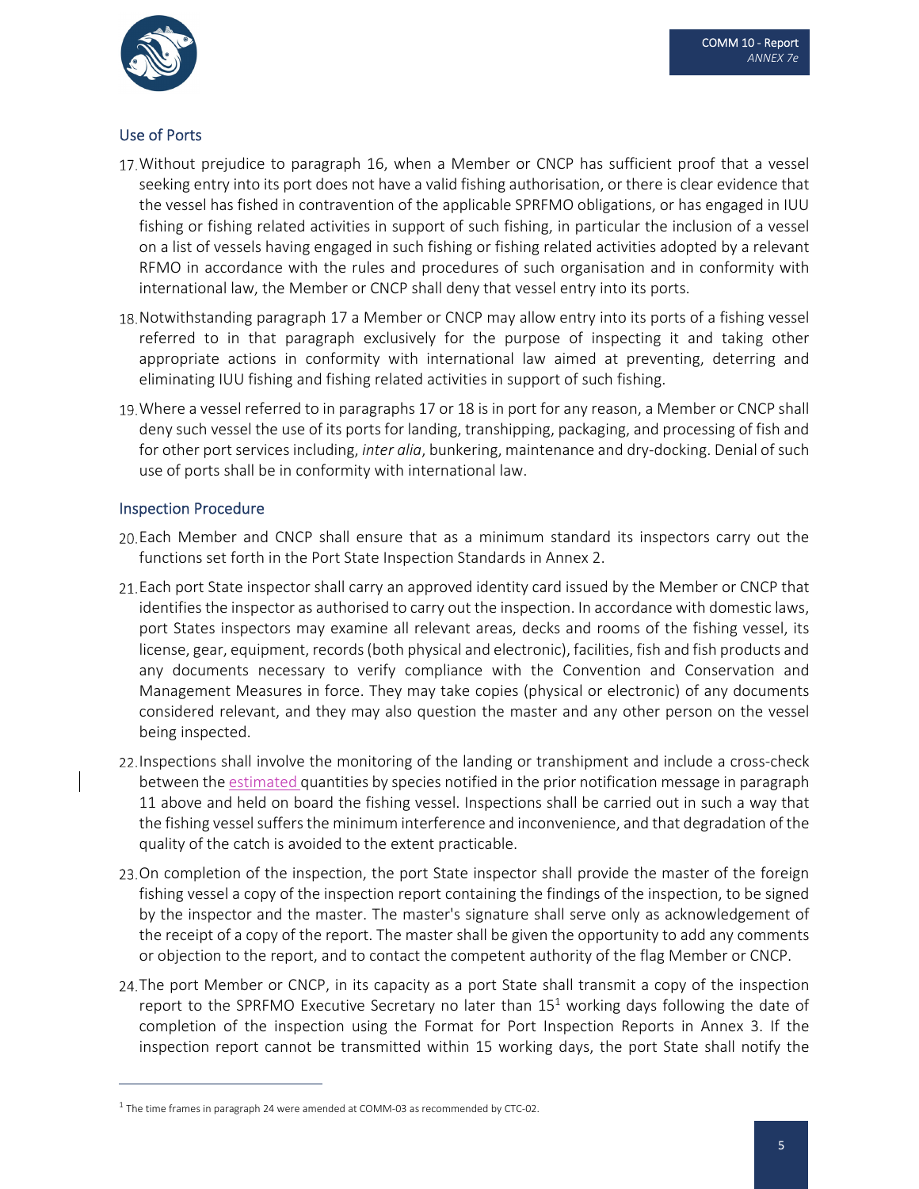## Use of Ports

17. Without prejudice to paragraph 16, when a Member or CNCP has sufficient proof that a vessel seeking entry into its port does not have a valid fishing authorisation, or there is clear evidence that the vessel has fished in contravention of the applicable SPRFMO obligations, or has engaged in IUU fishing or fishing related activities in support of such fishing, in particular the inclusion of a vessel on a list of vessels having engaged in such fishing or fishing related activities adopted by a relevant RFMO in accordance with the rules and procedures of such organisation and in conformity with international law, the Member or CNCP shall deny that vessel entry into its ports.

18. Notwithstanding paragraph 17 a Member or CNCP may allow entry into its ports of a fishing vessel referred to in that paragraph exclusively for the purpose of inspecting it and taking other appropriate actions in conformity with international law aimed at preventing, deterring and eliminating IUU fishing and fishing related activities in support of such fishing.

19. Where a vessel referred to in paragraphs 17 or 18 is in port for any reason, a Member or CNCP shall deny such vessel the use of its ports for landing, transhipping, packaging, and processing of fish and for other port services including, *inter alia*, bunkering, maintenance and dry-docking. Denial of such use of ports shall be in conformity with international law.

## Inspection Procedure

20. Each Member and CNCP shall ensure that as a minimum standard its inspectors carry out the functions set forth in the Port State Inspection Standards in Annex 2.

21. Each port State inspector shall carry an approved identity card issued by the Member or CNCP that identifies the inspector as authorised to carry out the inspection. In accordance with domestic laws, port States inspectors may examine all relevant areas, decks and rooms of the fishing vessel, its license, gear, equipment, records (both physical and electronic), facilities, fish and fish products and any documents necessary to verify compliance with the Convention and Conservation and Management Measures in force. They may take copies (physical or electronic) of any documents considered relevant, and they may also question the master and any other person on the vessel being inspected.

22. Inspections shall involve the monitoring of the landing or transhipment and include a cross-check between the estimated quantities by species notified in the prior notification message in paragraph 11 above and held on board the fishing vessel. Inspections shall be carried out in such a way that the fishing vessel suffers the minimum interference and inconvenience, and that degradation of the quality of the catch is avoided to the extent practicable.

23. On completion of the inspection, the port State inspector shall provide the master of the foreign fishing vessel a copy of the inspection report containing the findings of the inspection, to be signed by the inspector and the master. The master's signature shall serve only as acknowledgement of the receipt of a copy of the report. The master shall be given the opportunity to add any comments or objection to the report, and to contact the competent authority of the flag Member or CNCP.

24. The port Member or CNCP, in its capacity as a port State shall transmit a copy of the inspection report to the SPRFMO Executive Secretary no later than 15[1] working days following the date of completion of the inspection using the Format for Port Inspection Reports in Annex 3. If the inspection report cannot be transmitted within 15 working days, the port State shall notify the

[1] The time frames in paragraph 24 were amended at COMM-03 as recommended by CTC-02.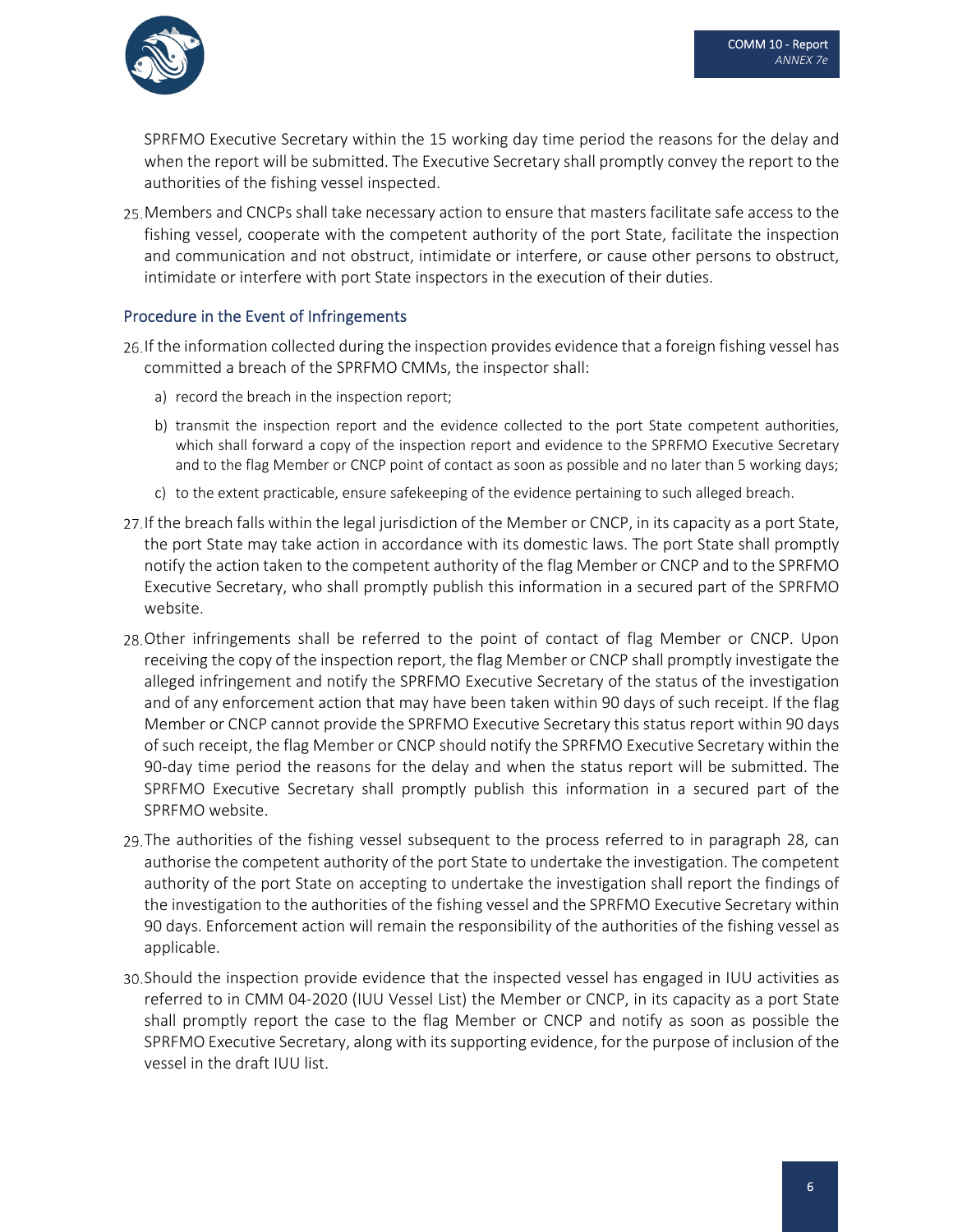SPRFMO Executive Secretary within the 15 working day time period the reasons for the delay and when the report will be submitted. The Executive Secretary shall promptly convey the report to the authorities of the fishing vessel inspected.

25. Members and CNCPs shall take necessary action to ensure that masters facilitate safe access to the fishing vessel, cooperate with the competent authority of the port State, facilitate the inspection and communication and not obstruct, intimidate or interfere, or cause other persons to obstruct, intimidate or interfere with port State inspectors in the execution of their duties.

### Procedure in the Event of Infringements

26. If the information collected during the inspection provides evidence that a foreign fishing vessel has committed a breach of the SPRFMO CMMs, the inspector shall:

    a) record the breach in the inspection report;

    b) transmit the inspection report and the evidence collected to the port State competent authorities, which shall forward a copy of the inspection report and evidence to the SPRFMO Executive Secretary and to the flag Member or CNCP point of contact as soon as possible and no later than 5 working days;

    c) to the extent practicable, ensure safekeeping of the evidence pertaining to such alleged breach.

27. If the breach falls within the legal jurisdiction of the Member or CNCP, in its capacity as a port State, the port State may take action in accordance with its domestic laws. The port State shall promptly notify the action taken to the competent authority of the flag Member or CNCP and to the SPRFMO Executive Secretary, who shall promptly publish this information in a secured part of the SPRFMO website.

28. Other infringements shall be referred to the point of contact of flag Member or CNCP. Upon receiving the copy of the inspection report, the flag Member or CNCP shall promptly investigate the alleged infringement and notify the SPRFMO Executive Secretary of the status of the investigation and of any enforcement action that may have been taken within 90 days of such receipt. If the flag Member or CNCP cannot provide the SPRFMO Executive Secretary this status report within 90 days of such receipt, the flag Member or CNCP should notify the SPRFMO Executive Secretary within the 90-day time period the reasons for the delay and when the status report will be submitted. The SPRFMO Executive Secretary shall promptly publish this information in a secured part of the SPRFMO website.

29. The authorities of the fishing vessel subsequent to the process referred to in paragraph 28, can authorise the competent authority of the port State to undertake the investigation. The competent authority of the port State on accepting to undertake the investigation shall report the findings of the investigation to the authorities of the fishing vessel and the SPRFMO Executive Secretary within 90 days. Enforcement action will remain the responsibility of the authorities of the fishing vessel as applicable.

30. Should the inspection provide evidence that the inspected vessel has engaged in IUU activities as referred to in CMM 04-2020 (IUU Vessel List) the Member or CNCP, in its capacity as a port State shall promptly report the case to the flag Member or CNCP and notify as soon as possible the SPRFMO Executive Secretary, along with its supporting evidence, for the purpose of inclusion of the vessel in the draft IUU list.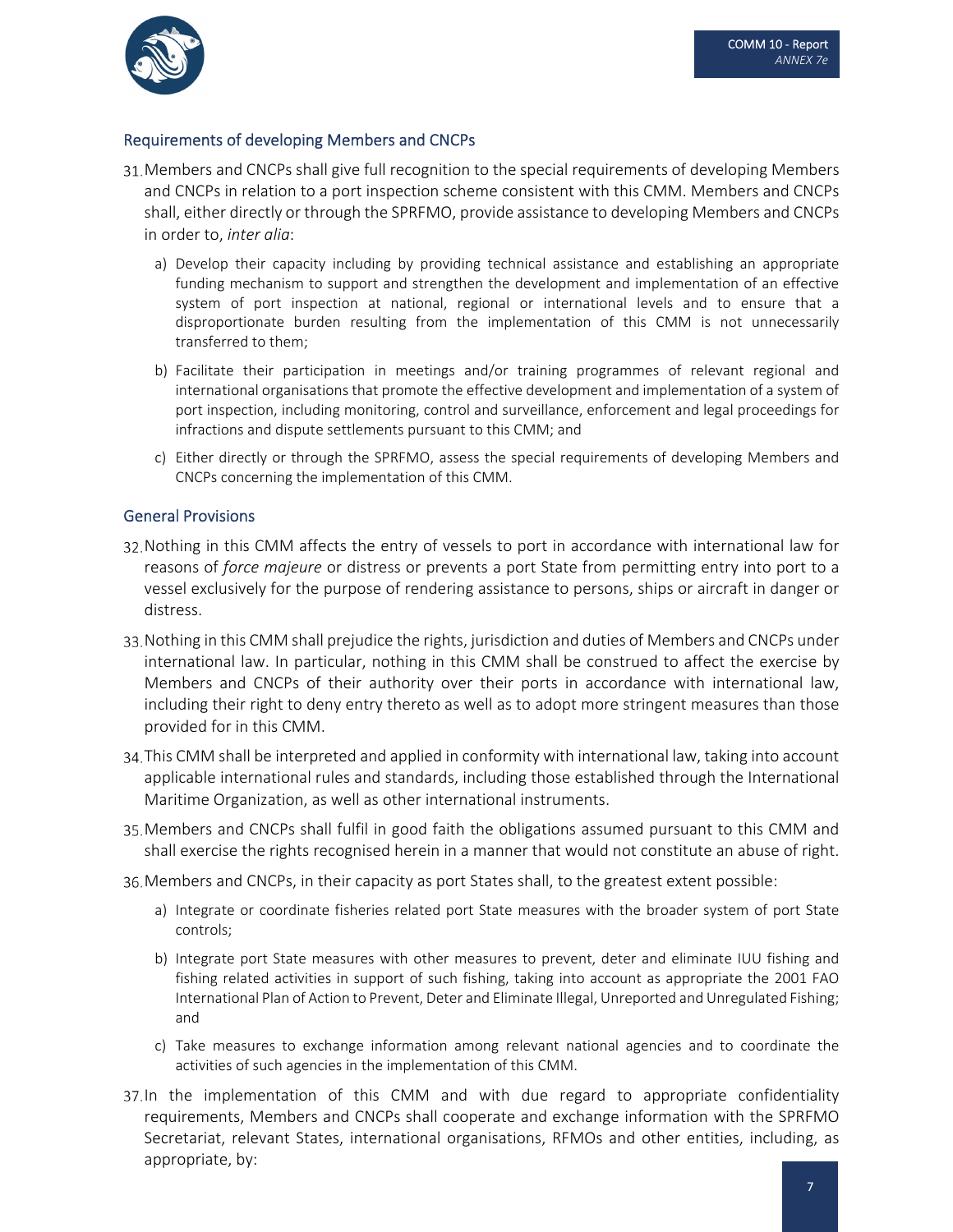## Requirements of developing Members and CNCPs

31. Members and CNCPs shall give full recognition to the special requirements of developing Members and CNCPs in relation to a port inspection scheme consistent with this CMM. Members and CNCPs shall, either directly or through the SPRFMO, provide assistance to developing Members and CNCPs in order to, *inter alia*:

    a) Develop their capacity including by providing technical assistance and establishing an appropriate funding mechanism to support and strengthen the development and implementation of an effective system of port inspection at national, regional or international levels and to ensure that a disproportionate burden resulting from the implementation of this CMM is not unnecessarily transferred to them;

    b) Facilitate their participation in meetings and/or training programmes of relevant regional and international organisations that promote the effective development and implementation of a system of port inspection, including monitoring, control and surveillance, enforcement and legal proceedings for infractions and dispute settlements pursuant to this CMM; and

    c) Either directly or through the SPRFMO, assess the special requirements of developing Members and CNCPs concerning the implementation of this CMM.

## General Provisions

32. Nothing in this CMM affects the entry of vessels to port in accordance with international law for reasons of *force majeure* or distress or prevents a port State from permitting entry into port to a vessel exclusively for the purpose of rendering assistance to persons, ships or aircraft in danger or distress.

33. Nothing in this CMM shall prejudice the rights, jurisdiction and duties of Members and CNCPs under international law. In particular, nothing in this CMM shall be construed to affect the exercise by Members and CNCPs of their authority over their ports in accordance with international law, including their right to deny entry thereto as well as to adopt more stringent measures than those provided for in this CMM.

34. This CMM shall be interpreted and applied in conformity with international law, taking into account applicable international rules and standards, including those established through the International Maritime Organization, as well as other international instruments.

35. Members and CNCPs shall fulfil in good faith the obligations assumed pursuant to this CMM and shall exercise the rights recognised herein in a manner that would not constitute an abuse of right.

36. Members and CNCPs, in their capacity as port States shall, to the greatest extent possible:

    a) Integrate or coordinate fisheries related port State measures with the broader system of port State controls;

    b) Integrate port State measures with other measures to prevent, deter and eliminate IUU fishing and fishing related activities in support of such fishing, taking into account as appropriate the 2001 FAO International Plan of Action to Prevent, Deter and Eliminate Illegal, Unreported and Unregulated Fishing; and

    c) Take measures to exchange information among relevant national agencies and to coordinate the activities of such agencies in the implementation of this CMM.

37. In the implementation of this CMM and with due regard to appropriate confidentiality requirements, Members and CNCPs shall cooperate and exchange information with the SPRFMO Secretariat, relevant States, international organisations, RFMOs and other entities, including, as appropriate, by: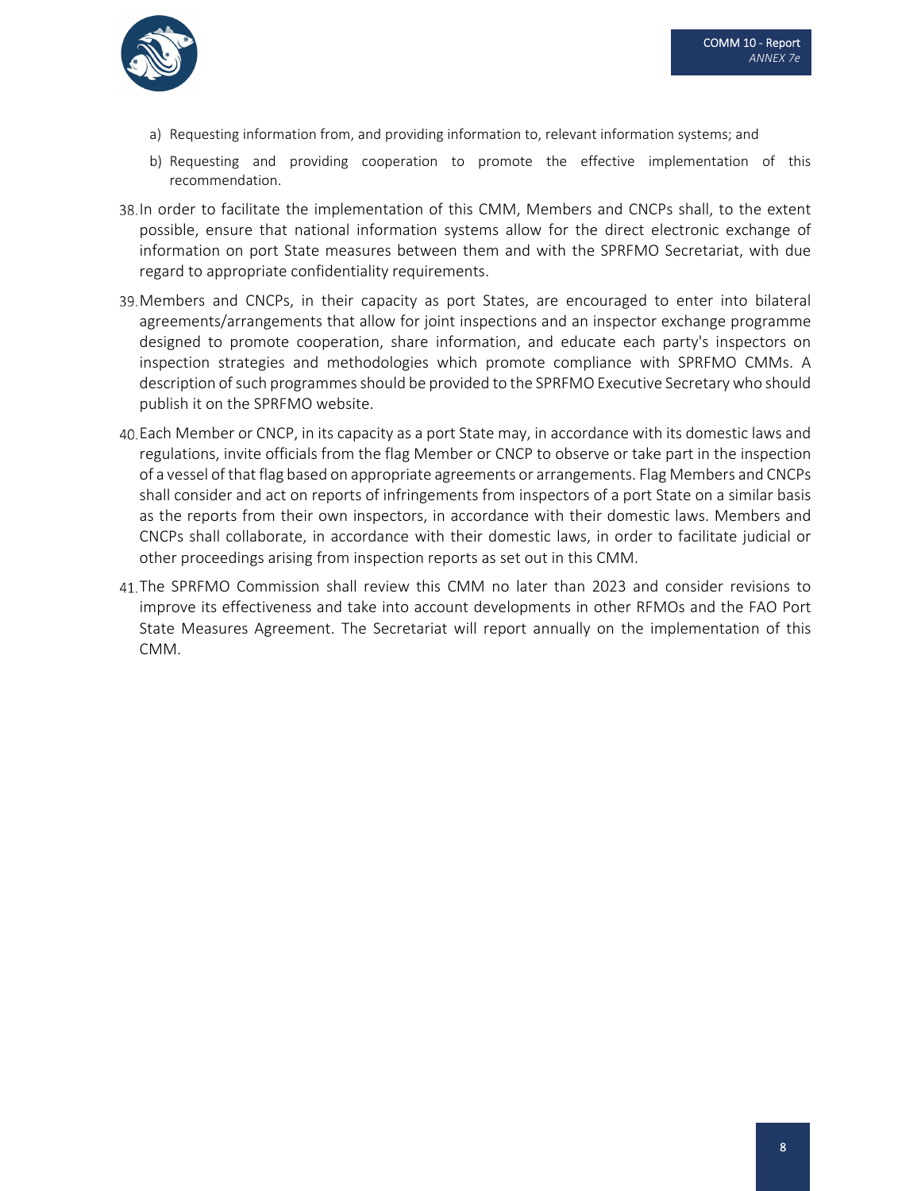a) Requesting information from, and providing information to, relevant information systems; and

b) Requesting and providing cooperation to promote the effective implementation of this recommendation.

38. In order to facilitate the implementation of this CMM, Members and CNCPs shall, to the extent possible, ensure that national information systems allow for the direct electronic exchange of information on port State measures between them and with the SPRFMO Secretariat, with due regard to appropriate confidentiality requirements.

39. Members and CNCPs, in their capacity as port States, are encouraged to enter into bilateral agreements/arrangements that allow for joint inspections and an inspector exchange programme designed to promote cooperation, share information, and educate each party's inspectors on inspection strategies and methodologies which promote compliance with SPRFMO CMMs. A description of such programmes should be provided to the SPRFMO Executive Secretary who should publish it on the SPRFMO website.

40. Each Member or CNCP, in its capacity as a port State may, in accordance with its domestic laws and regulations, invite officials from the flag Member or CNCP to observe or take part in the inspection of a vessel of that flag based on appropriate agreements or arrangements. Flag Members and CNCPs shall consider and act on reports of infringements from inspectors of a port State on a similar basis as the reports from their own inspectors, in accordance with their domestic laws. Members and CNCPs shall collaborate, in accordance with their domestic laws, in order to facilitate judicial or other proceedings arising from inspection reports as set out in this CMM.

41. The SPRFMO Commission shall review this CMM no later than 2023 and consider revisions to improve its effectiveness and take into account developments in other RFMOs and the FAO Port State Measures Agreement. The Secretariat will report annually on the implementation of this CMM.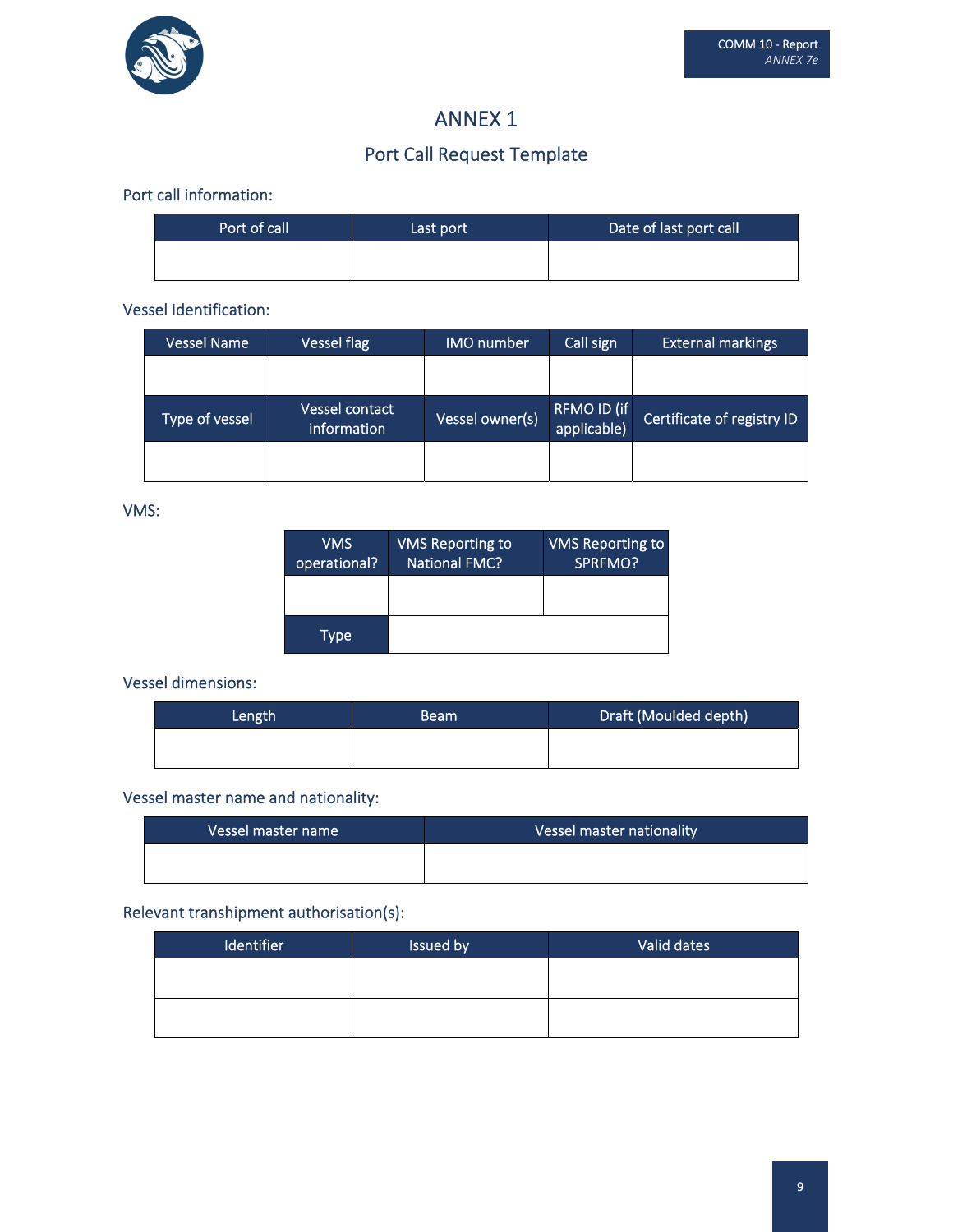# ANNEX 1

## Port Call Request Template

Port call information:

| Port of call | Last port | Date of last port call |
|---|---|---|
| | | |

Vessel Identification:

| Vessel Name | Vessel flag | IMO number | Call sign | External markings |
|---|---|---|---|---|
| | | | | |
| **Type of vessel** | **Vessel contact information** | **Vessel owner(s)** | **RFMO ID (if applicable)** | **Certificate of registry ID** |
| | | | | |

VMS:

| VMS operational? | VMS Reporting to National FMC? | VMS Reporting to SPRFMO? |
|---|---|---|
| | | |
| **Type** | | |

Vessel dimensions:

| Length | Beam | Draft (Moulded depth) |
|---|---|---|
| | | |

Vessel master name and nationality:

| Vessel master name | Vessel master nationality |
|---|---|
| | |

Relevant transhipment authorisation(s):

| Identifier | Issued by | Valid dates |
|---|---|---|
| | | |
| | | |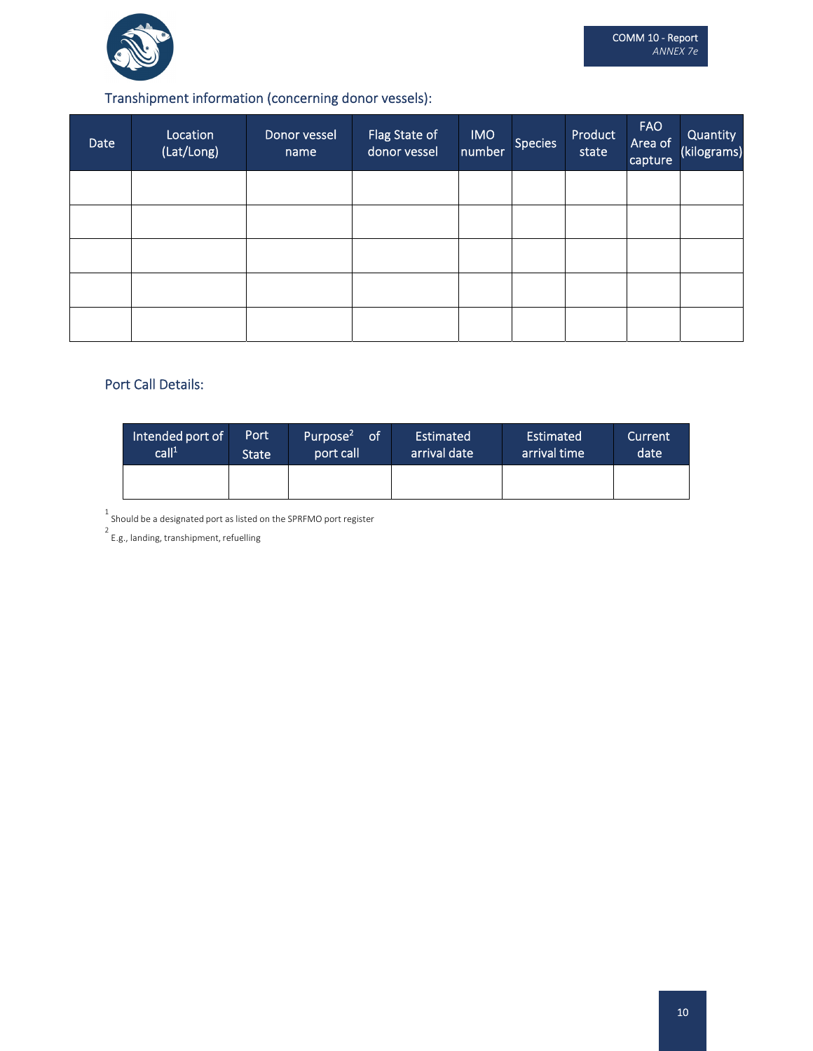Transhipment information (concerning donor vessels):

| Date | Location (Lat/Long) | Donor vessel name | Flag State of donor vessel | IMO number | Species | Product state | FAO Area of capture | Quantity (kilograms) |
|---|---|---|---|---|---|---|---|---|
| | | | | | | | | |
| | | | | | | | | |
| | | | | | | | | |
| | | | | | | | | |
| | | | | | | | | |

Port Call Details:

| Intended port of call[1] | Port State | Purpose[2] of port call | Estimated arrival date | Estimated arrival time | Current date |
|---|---|---|---|---|---|
| | | | | | |

[1] Should be a designated port as listed on the SPRFMO port register

[2] E.g., landing, transhipment, refuelling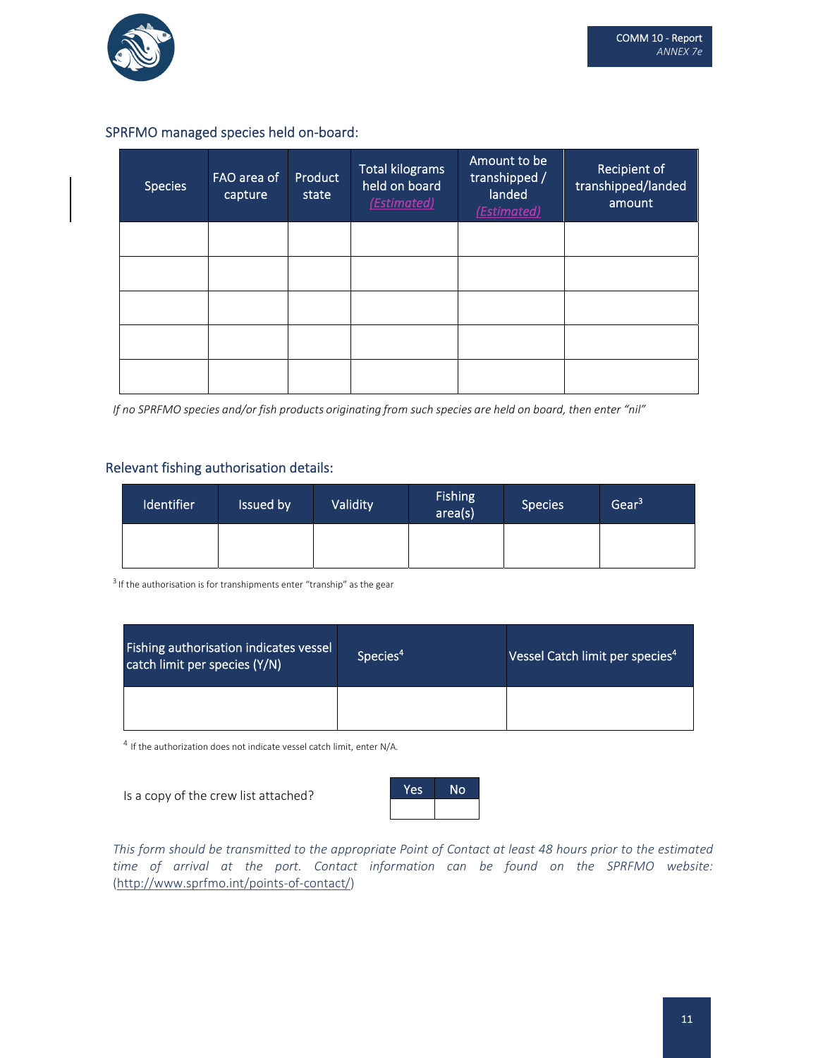## SPRFMO managed species held on-board:

| Species | FAO area of capture | Product state | Total kilograms held on board *(Estimated)* | Amount to be transhipped / landed *(Estimated)* | Recipient of transhipped/landed amount |
|---|---|---|---|---|---|
| | | | | | |
| | | | | | |
| | | | | | |
| | | | | | |
| | | | | | |

*If no SPRFMO species and/or fish products originating from such species are held on board, then enter "nil"*

## Relevant fishing authorisation details:

| Identifier | Issued by | Validity | Fishing area(s) | Species | Gear[3] |
|---|---|---|---|---|---|
| | | | | | |

[3] If the authorisation is for transhipments enter "tranship" as the gear

| Fishing authorisation indicates vessel catch limit per species (Y/N) | Species[4] | Vessel Catch limit per species[4] |
|---|---|---|
| | | |

[4] If the authorization does not indicate vessel catch limit, enter N/A.

Is a copy of the crew list attached?

| Yes | No |
|---|---|
| | |

*This form should be transmitted to the appropriate Point of Contact at least 48 hours prior to the estimated time of arrival at the port. Contact information can be found on the SPRFMO website:* (http://www.sprfmo.int/points-of-contact/)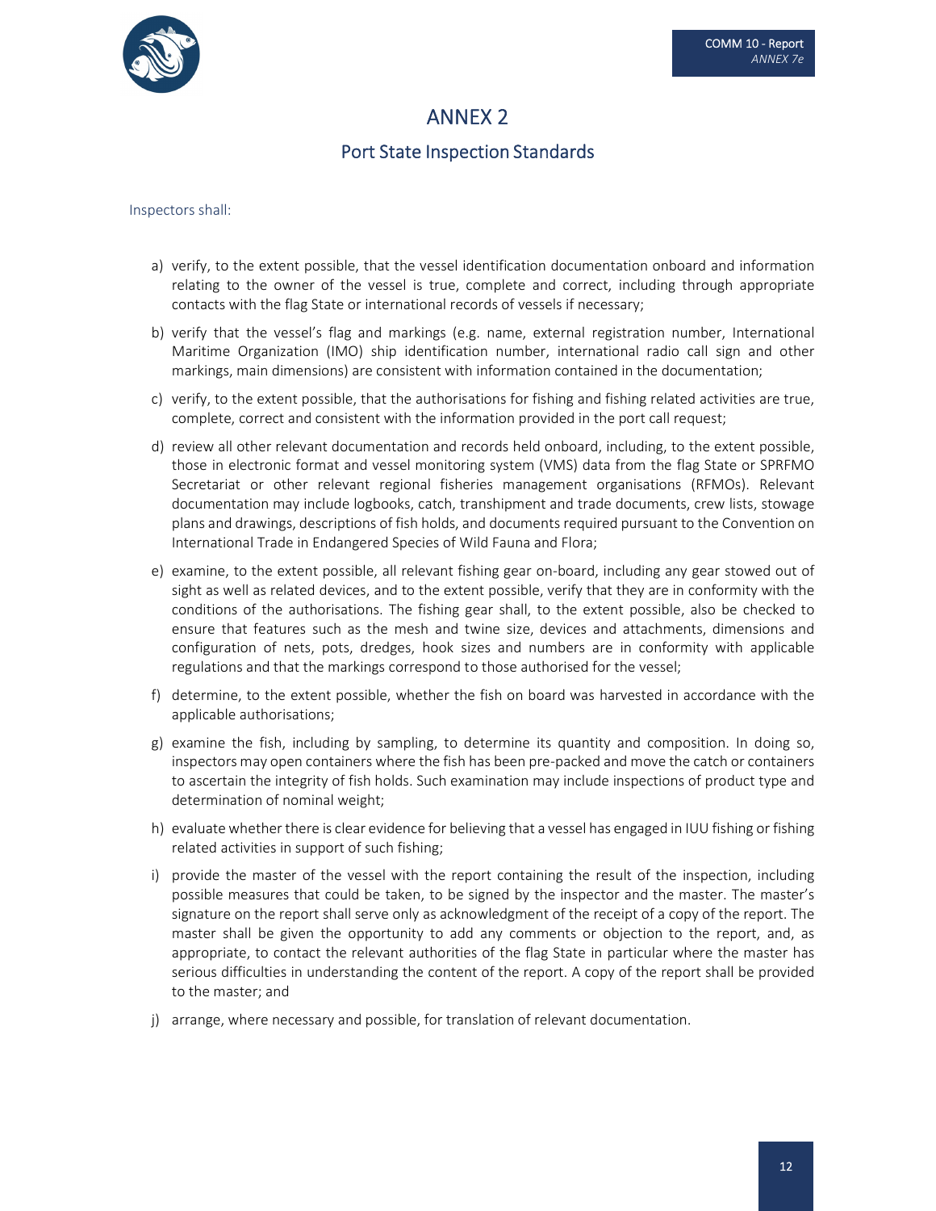# ANNEX 2

## Port State Inspection Standards

Inspectors shall:

a) verify, to the extent possible, that the vessel identification documentation onboard and information relating to the owner of the vessel is true, complete and correct, including through appropriate contacts with the flag State or international records of vessels if necessary;

b) verify that the vessel's flag and markings (e.g. name, external registration number, International Maritime Organization (IMO) ship identification number, international radio call sign and other markings, main dimensions) are consistent with information contained in the documentation;

c) verify, to the extent possible, that the authorisations for fishing and fishing related activities are true, complete, correct and consistent with the information provided in the port call request;

d) review all other relevant documentation and records held onboard, including, to the extent possible, those in electronic format and vessel monitoring system (VMS) data from the flag State or SPRFMO Secretariat or other relevant regional fisheries management organisations (RFMOs). Relevant documentation may include logbooks, catch, transhipment and trade documents, crew lists, stowage plans and drawings, descriptions of fish holds, and documents required pursuant to the Convention on International Trade in Endangered Species of Wild Fauna and Flora;

e) examine, to the extent possible, all relevant fishing gear on-board, including any gear stowed out of sight as well as related devices, and to the extent possible, verify that they are in conformity with the conditions of the authorisations. The fishing gear shall, to the extent possible, also be checked to ensure that features such as the mesh and twine size, devices and attachments, dimensions and configuration of nets, pots, dredges, hook sizes and numbers are in conformity with applicable regulations and that the markings correspond to those authorised for the vessel;

f) determine, to the extent possible, whether the fish on board was harvested in accordance with the applicable authorisations;

g) examine the fish, including by sampling, to determine its quantity and composition. In doing so, inspectors may open containers where the fish has been pre-packed and move the catch or containers to ascertain the integrity of fish holds. Such examination may include inspections of product type and determination of nominal weight;

h) evaluate whether there is clear evidence for believing that a vessel has engaged in IUU fishing or fishing related activities in support of such fishing;

i) provide the master of the vessel with the report containing the result of the inspection, including possible measures that could be taken, to be signed by the inspector and the master. The master's signature on the report shall serve only as acknowledgment of the receipt of a copy of the report. The master shall be given the opportunity to add any comments or objection to the report, and, as appropriate, to contact the relevant authorities of the flag State in particular where the master has serious difficulties in understanding the content of the report. A copy of the report shall be provided to the master; and

j) arrange, where necessary and possible, for translation of relevant documentation.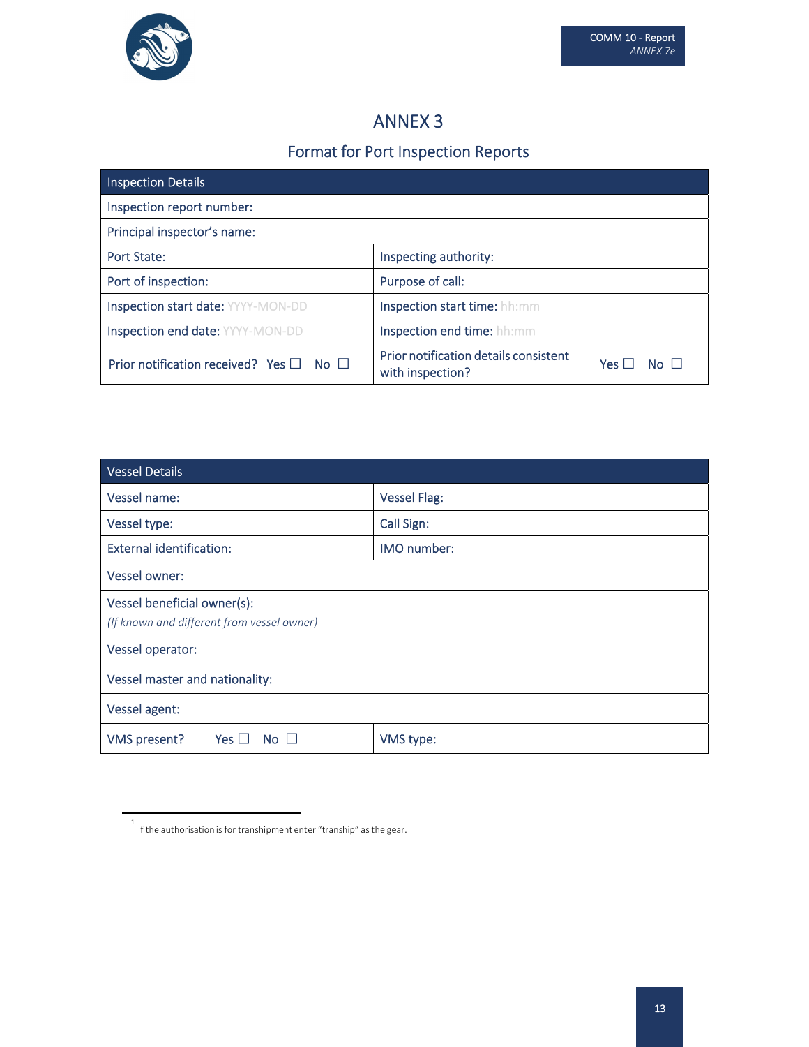# ANNEX 3

## Format for Port Inspection Reports

| Inspection Details | |
|---|---|
| Inspection report number: | |
| Principal inspector's name: | |
| Port State: | Inspecting authority: |
| Port of inspection: | Purpose of call: |
| Inspection start date: YYYY-MON-DD | Inspection start time: hh:mm |
| Inspection end date: YYYY-MON-DD | Inspection end time: hh:mm |
| Prior notification received? Yes ☐ No ☐ | Prior notification details consistent with inspection? Yes ☐ No ☐ |

| Vessel Details | |
|---|---|
| Vessel name: | Vessel Flag: |
| Vessel type: | Call Sign: |
| External identification: | IMO number: |
| Vessel owner: | |
| Vessel beneficial owner(s): *(If known and different from vessel owner)* | |
| Vessel operator: | |
| Vessel master and nationality: | |
| Vessel agent: | |
| VMS present? Yes ☐ No ☐ | VMS type: |

[1] If the authorisation is for transhipment enter "tranship" as the gear.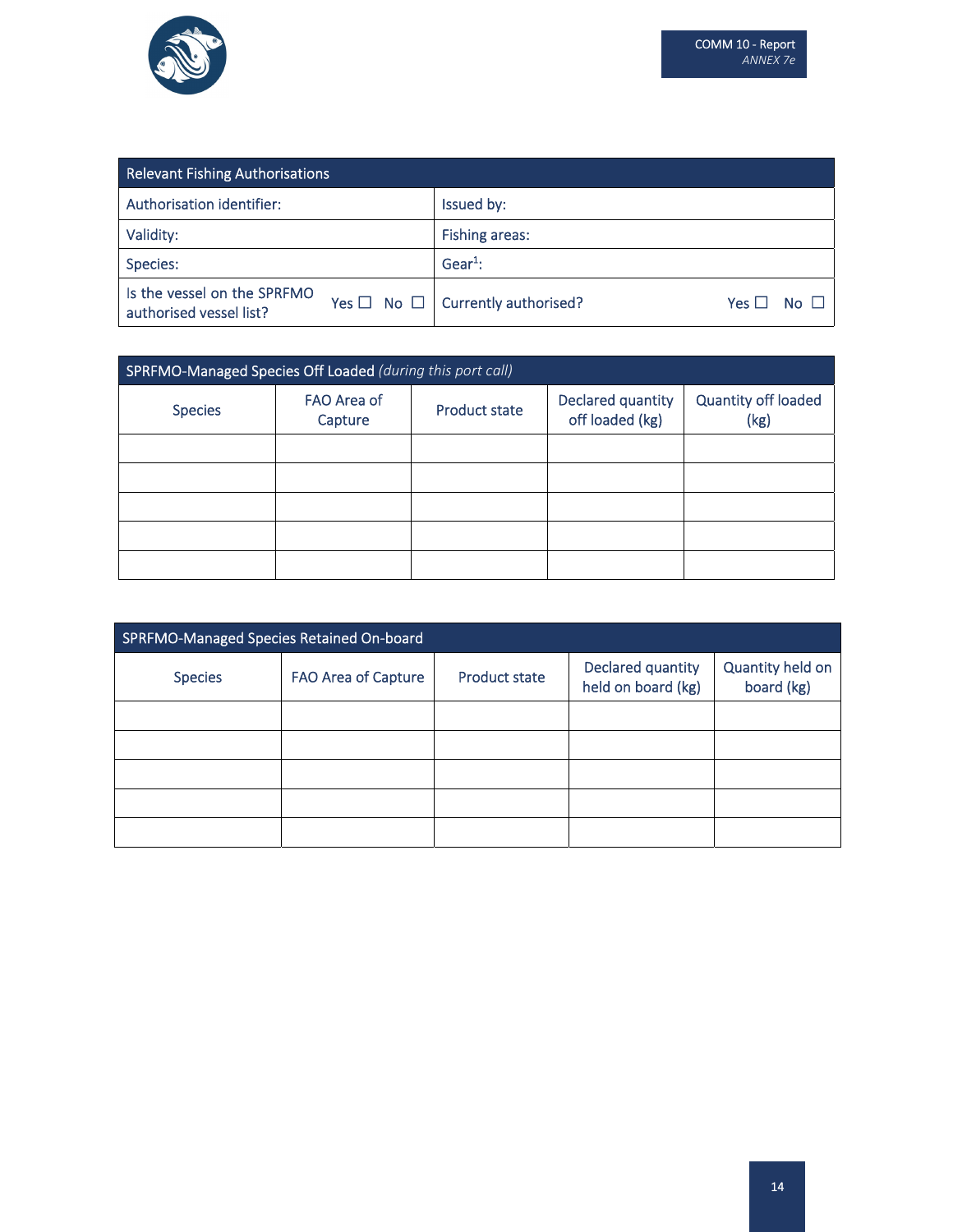| Relevant Fishing Authorisations | |
|---|---|
| Authorisation identifier: | Issued by: |
| Validity: | Fishing areas: |
| Species: | Gear[1]: |
| Is the vessel on the SPRFMO authorised vessel list? Yes ☐ No ☐ | Currently authorised? Yes ☐ No ☐ |

| SPRFMO-Managed Species Off Loaded *(during this port call)* | | | | |
|---|---|---|---|---|
| Species | FAO Area of Capture | Product state | Declared quantity off loaded (kg) | Quantity off loaded (kg) |
| | | | | |
| | | | | |
| | | | | |
| | | | | |
| | | | | |

| SPRFMO-Managed Species Retained On-board | | | | |
|---|---|---|---|---|
| Species | FAO Area of Capture | Product state | Declared quantity held on board (kg) | Quantity held on board (kg) |
| | | | | |
| | | | | |
| | | | | |
| | | | | |
| | | | | |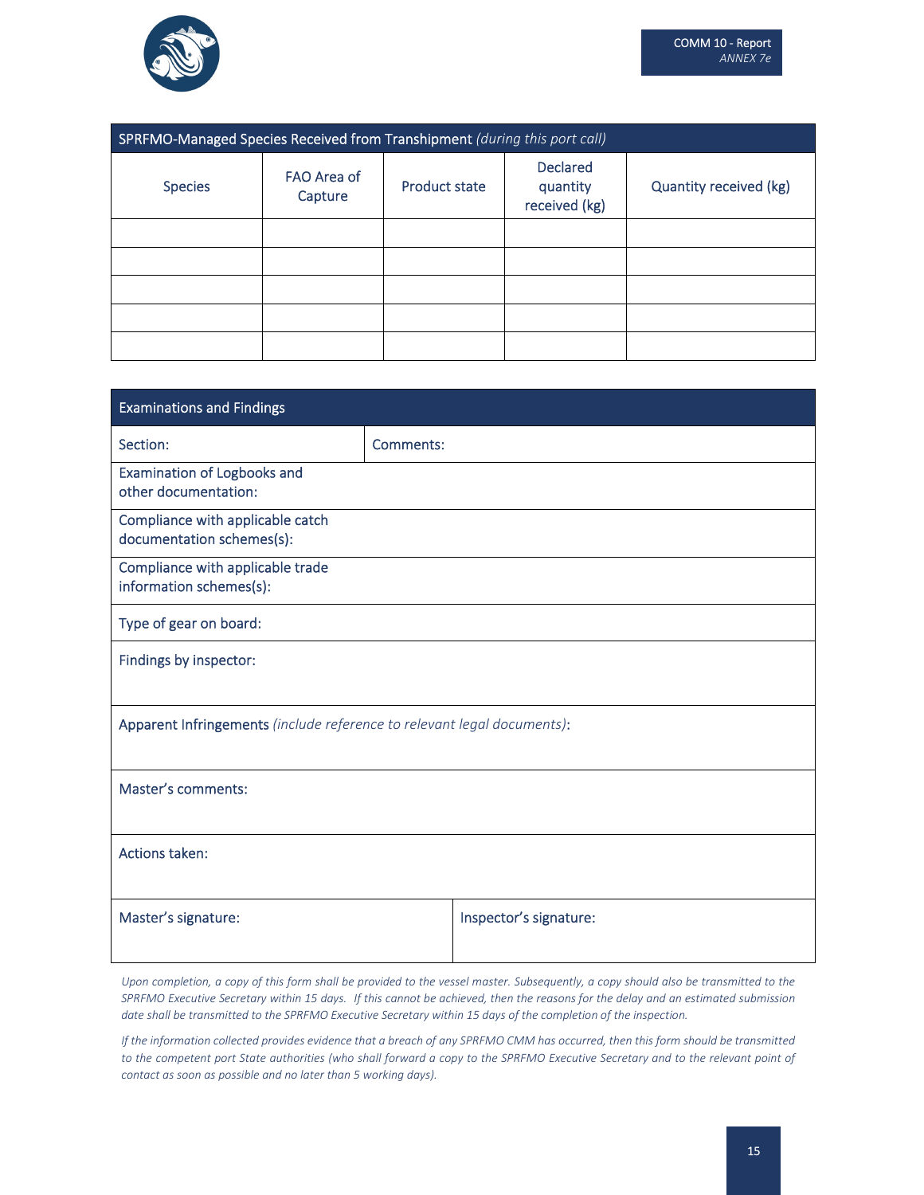| SPRFMO-Managed Species Received from Transhipment *(during this port call)* | | | | |
|---|---|---|---|---|
| Species | FAO Area of Capture | Product state | Declared quantity received (kg) | Quantity received (kg) |
| | | | | |
| | | | | |
| | | | | |
| | | | | |
| | | | | |

| Examinations and Findings | |
|---|---|
| Section: | Comments: |
| Examination of Logbooks and other documentation: | |
| Compliance with applicable catch documentation schemes(s): | |
| Compliance with applicable trade information schemes(s): | |
| Type of gear on board: | |
| Findings by inspector: | |
| Apparent Infringements *(include reference to relevant legal documents)*: | |
| Master's comments: | |
| Actions taken: | |
| Master's signature: | Inspector's signature: |

*Upon completion, a copy of this form shall be provided to the vessel master. Subsequently, a copy should also be transmitted to the SPRFMO Executive Secretary within 15 days. If this cannot be achieved, then the reasons for the delay and an estimated submission date shall be transmitted to the SPRFMO Executive Secretary within 15 days of the completion of the inspection.*

*If the information collected provides evidence that a breach of any SPRFMO CMM has occurred, then this form should be transmitted to the competent port State authorities (who shall forward a copy to the SPRFMO Executive Secretary and to the relevant point of contact as soon as possible and no later than 5 working days).*